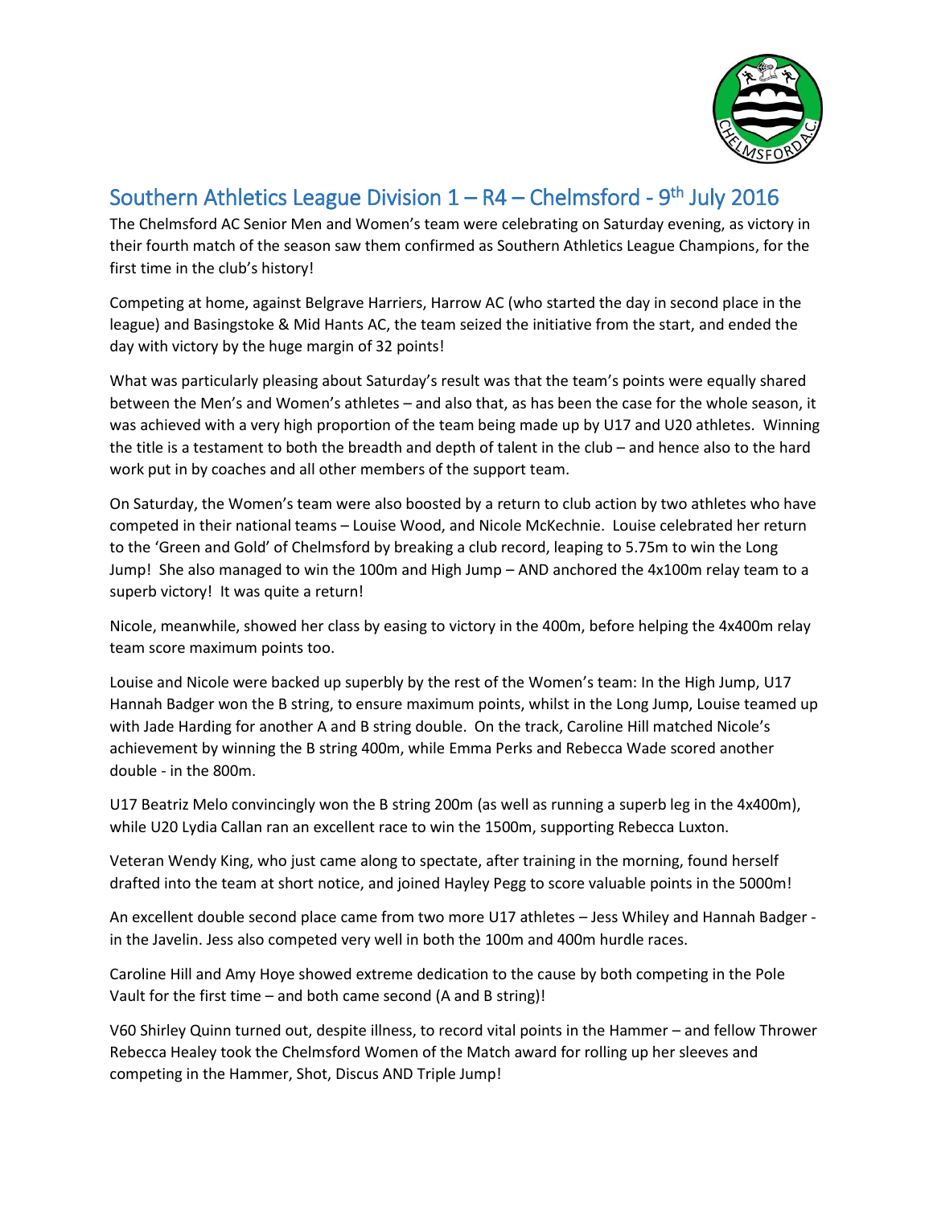# Southern Athletics League Division 1 – R4 – Chelmsford - 9th July 2016

The Chelmsford AC Senior Men and Women's team were celebrating on Saturday evening, as victory in their fourth match of the season saw them confirmed as Southern Athletics League Champions, for the first time in the club's history!

Competing at home, against Belgrave Harriers, Harrow AC (who started the day in second place in the league) and Basingstoke & Mid Hants AC, the team seized the initiative from the start, and ended the day with victory by the huge margin of 32 points!

What was particularly pleasing about Saturday's result was that the team's points were equally shared between the Men's and Women's athletes – and also that, as has been the case for the whole season, it was achieved with a very high proportion of the team being made up by U17 and U20 athletes. Winning the title is a testament to both the breadth and depth of talent in the club – and hence also to the hard work put in by coaches and all other members of the support team.

On Saturday, the Women's team were also boosted by a return to club action by two athletes who have competed in their national teams – Louise Wood, and Nicole McKechnie. Louise celebrated her return to the 'Green and Gold' of Chelmsford by breaking a club record, leaping to 5.75m to win the Long Jump! She also managed to win the 100m and High Jump – AND anchored the 4x100m relay team to a superb victory! It was quite a return!

Nicole, meanwhile, showed her class by easing to victory in the 400m, before helping the 4x400m relay team score maximum points too.

Louise and Nicole were backed up superbly by the rest of the Women's team: In the High Jump, U17 Hannah Badger won the B string, to ensure maximum points, whilst in the Long Jump, Louise teamed up with Jade Harding for another A and B string double. On the track, Caroline Hill matched Nicole's achievement by winning the B string 400m, while Emma Perks and Rebecca Wade scored another double - in the 800m.

U17 Beatriz Melo convincingly won the B string 200m (as well as running a superb leg in the 4x400m), while U20 Lydia Callan ran an excellent race to win the 1500m, supporting Rebecca Luxton.

Veteran Wendy King, who just came along to spectate, after training in the morning, found herself drafted into the team at short notice, and joined Hayley Pegg to score valuable points in the 5000m!

An excellent double second place came from two more U17 athletes – Jess Whiley and Hannah Badger - in the Javelin. Jess also competed very well in both the 100m and 400m hurdle races.

Caroline Hill and Amy Hoye showed extreme dedication to the cause by both competing in the Pole Vault for the first time – and both came second (A and B string)!

V60 Shirley Quinn turned out, despite illness, to record vital points in the Hammer – and fellow Thrower Rebecca Healey took the Chelmsford Women of the Match award for rolling up her sleeves and competing in the Hammer, Shot, Discus AND Triple Jump!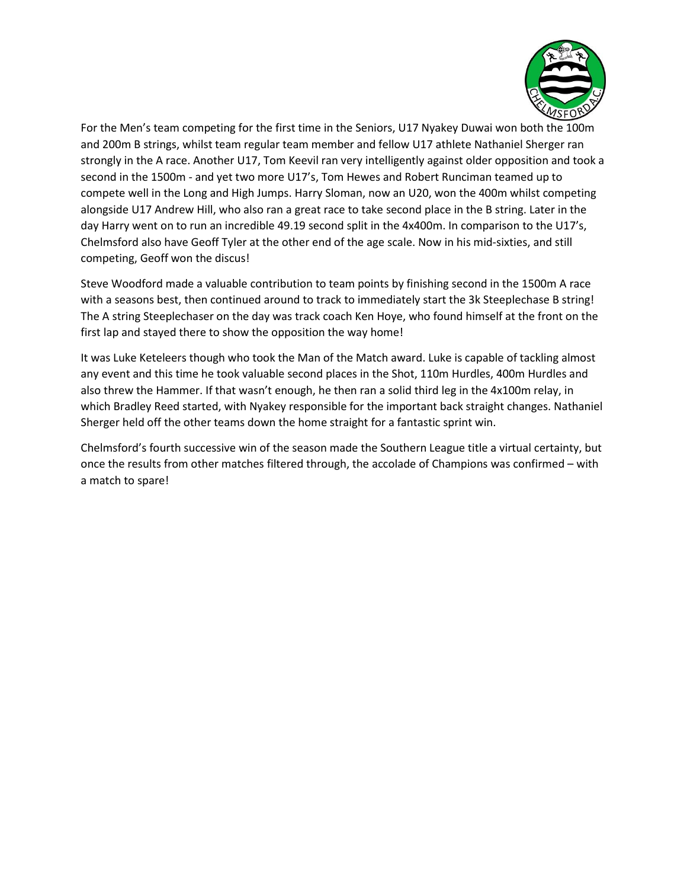For the Men's team competing for the first time in the Seniors, U17 Nyakey Duwai won both the 100m and 200m B strings, whilst team regular team member and fellow U17 athlete Nathaniel Sherger ran strongly in the A race. Another U17, Tom Keevil ran very intelligently against older opposition and took a second in the 1500m - and yet two more U17's, Tom Hewes and Robert Runciman teamed up to compete well in the Long and High Jumps. Harry Sloman, now an U20, won the 400m whilst competing alongside U17 Andrew Hill, who also ran a great race to take second place in the B string. Later in the day Harry went on to run an incredible 49.19 second split in the 4x400m. In comparison to the U17's, Chelmsford also have Geoff Tyler at the other end of the age scale. Now in his mid-sixties, and still competing, Geoff won the discus!

Steve Woodford made a valuable contribution to team points by finishing second in the 1500m A race with a seasons best, then continued around to track to immediately start the 3k Steeplechase B string! The A string Steeplechaser on the day was track coach Ken Hoye, who found himself at the front on the first lap and stayed there to show the opposition the way home!

It was Luke Keteleers though who took the Man of the Match award. Luke is capable of tackling almost any event and this time he took valuable second places in the Shot, 110m Hurdles, 400m Hurdles and also threw the Hammer. If that wasn't enough, he then ran a solid third leg in the 4x100m relay, in which Bradley Reed started, with Nyakey responsible for the important back straight changes. Nathaniel Sherger held off the other teams down the home straight for a fantastic sprint win.

Chelmsford's fourth successive win of the season made the Southern League title a virtual certainty, but once the results from other matches filtered through, the accolade of Champions was confirmed – with a match to spare!